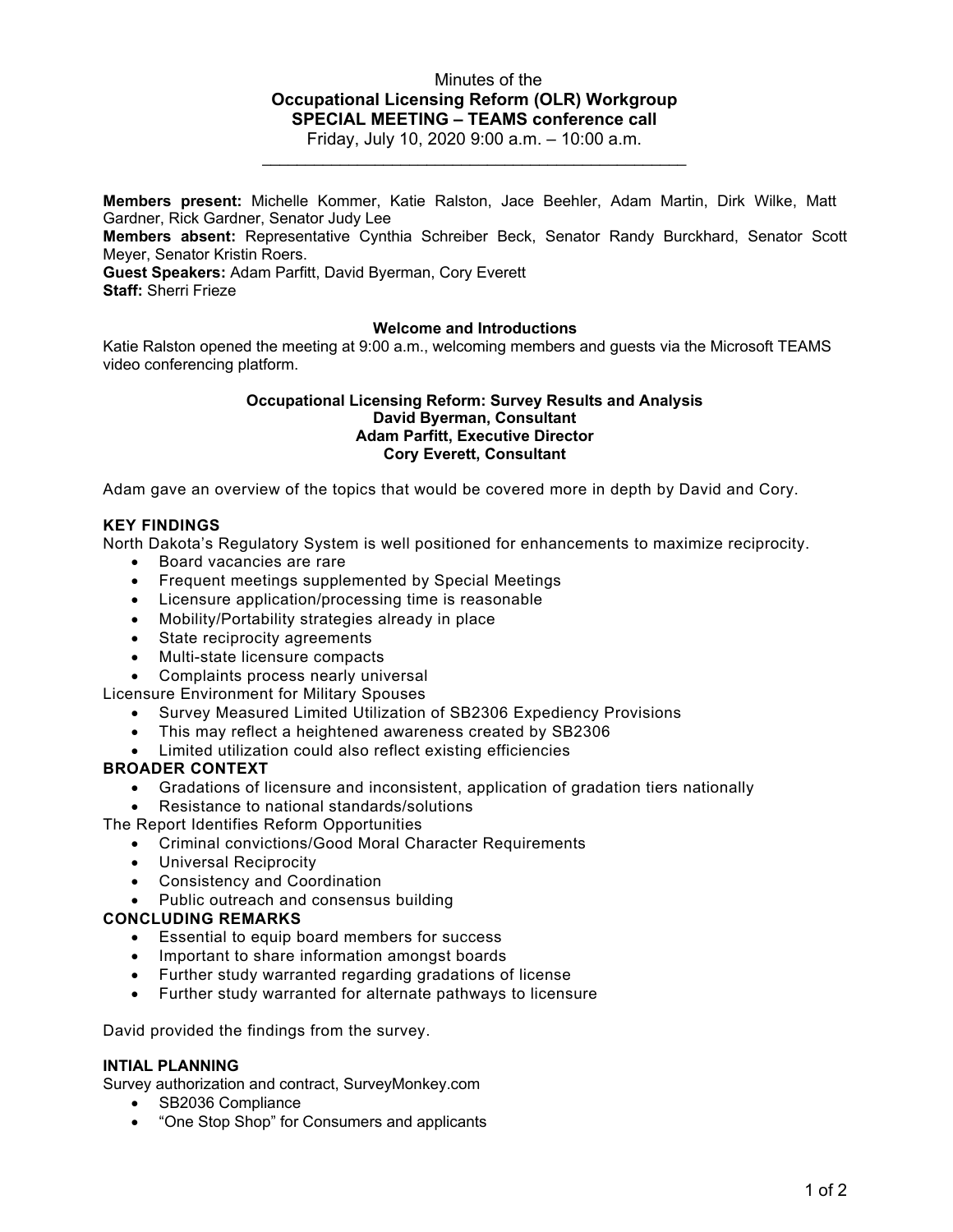Minutes of the

**Occupational Licensing Reform (OLR) Workgroup**

**SPECIAL MEETING – TEAMS conference call**

Friday, July 10, 2020 9:00 a.m. – 10:00 a.m.

---

**Members present:** Michelle Kommer, Katie Ralston, Jace Beehler, Adam Martin, Dirk Wilke, Matt Gardner, Rick Gardner, Senator Judy Lee

**Members absent:** Representative Cynthia Schreiber Beck, Senator Randy Burckhard, Senator Scott Meyer, Senator Kristin Roers.

**Guest Speakers:** Adam Parfitt, David Byerman, Cory Everett

**Staff:** Sherri Frieze

**Welcome and Introductions**

Katie Ralston opened the meeting at 9:00 a.m., welcoming members and guests via the Microsoft TEAMS video conferencing platform.

**Occupational Licensing Reform: Survey Results and Analysis**
**David Byerman, Consultant**
**Adam Parfitt, Executive Director**
**Cory Everett, Consultant**

Adam gave an overview of the topics that would be covered more in depth by David and Cory.

**KEY FINDINGS**

North Dakota's Regulatory System is well positioned for enhancements to maximize reciprocity.

- Board vacancies are rare
- Frequent meetings supplemented by Special Meetings
- Licensure application/processing time is reasonable
- Mobility/Portability strategies already in place
- State reciprocity agreements
- Multi-state licensure compacts
- Complaints process nearly universal

Licensure Environment for Military Spouses

- Survey Measured Limited Utilization of SB2306 Expediency Provisions
- This may reflect a heightened awareness created by SB2306
- Limited utilization could also reflect existing efficiencies

**BROADER CONTEXT**

- Gradations of licensure and inconsistent, application of gradation tiers nationally
- Resistance to national standards/solutions

The Report Identifies Reform Opportunities

- Criminal convictions/Good Moral Character Requirements
- Universal Reciprocity
- Consistency and Coordination
- Public outreach and consensus building

**CONCLUDING REMARKS**

- Essential to equip board members for success
- Important to share information amongst boards
- Further study warranted regarding gradations of license
- Further study warranted for alternate pathways to licensure

David provided the findings from the survey.

**INTIAL PLANNING**

Survey authorization and contract, SurveyMonkey.com

- SB2036 Compliance
- "One Stop Shop" for Consumers and applicants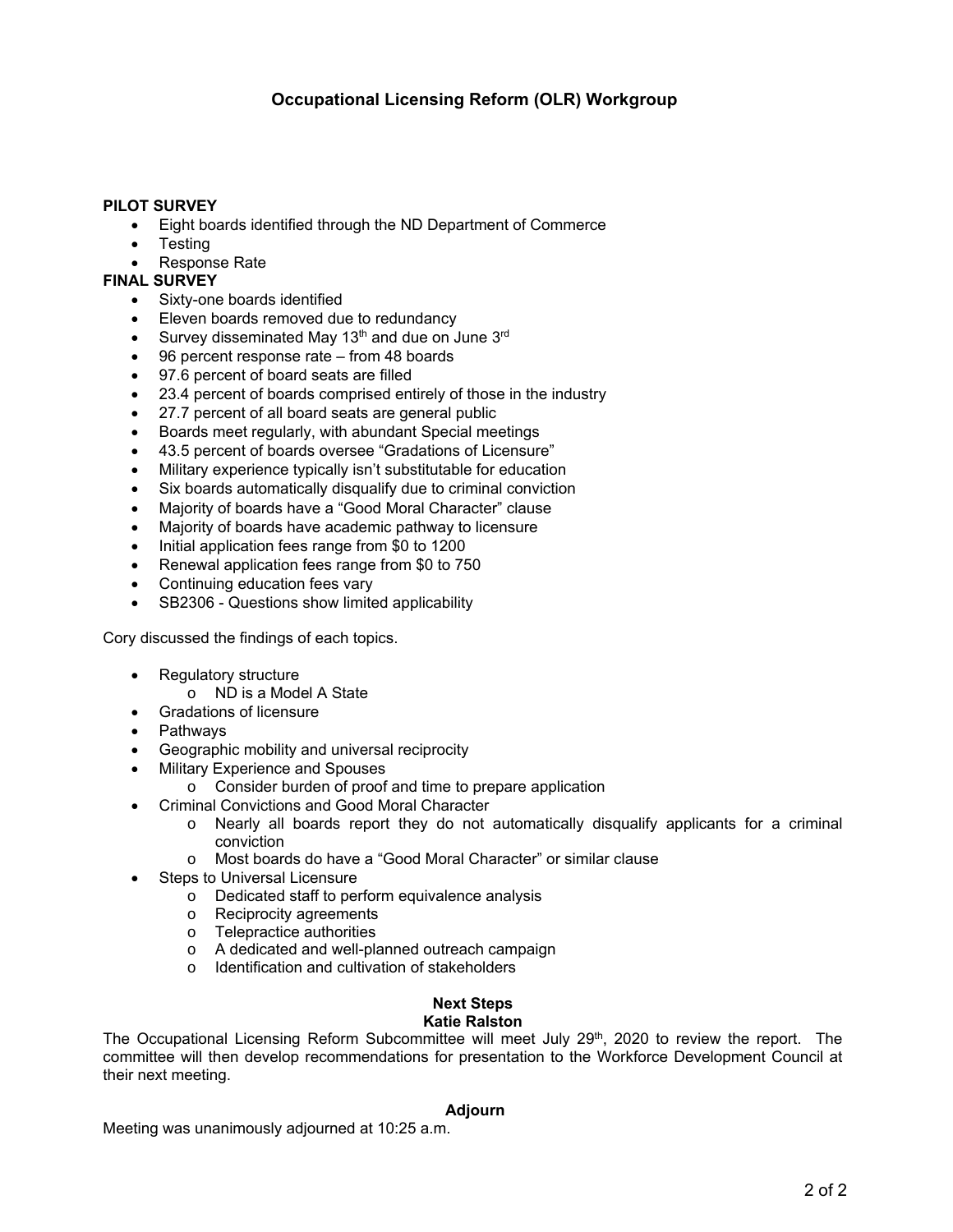## Occupational Licensing Reform (OLR) Workgroup

**PILOT SURVEY**

- Eight boards identified through the ND Department of Commerce
- Testing
- Response Rate

**FINAL SURVEY**

- Sixty-one boards identified
- Eleven boards removed due to redundancy
- Survey disseminated May 13th and due on June 3rd
- 96 percent response rate – from 48 boards
- 97.6 percent of board seats are filled
- 23.4 percent of boards comprised entirely of those in the industry
- 27.7 percent of all board seats are general public
- Boards meet regularly, with abundant Special meetings
- 43.5 percent of boards oversee "Gradations of Licensure"
- Military experience typically isn't substitutable for education
- Six boards automatically disqualify due to criminal conviction
- Majority of boards have a "Good Moral Character" clause
- Majority of boards have academic pathway to licensure
- Initial application fees range from $0 to 1200
- Renewal application fees range from $0 to 750
- Continuing education fees vary
- SB2306 - Questions show limited applicability

Cory discussed the findings of each topics.

- Regulatory structure
  - ND is a Model A State
- Gradations of licensure
- Pathways
- Geographic mobility and universal reciprocity
- Military Experience and Spouses
  - Consider burden of proof and time to prepare application
- Criminal Convictions and Good Moral Character
  - Nearly all boards report they do not automatically disqualify applicants for a criminal conviction
  - Most boards do have a "Good Moral Character" or similar clause
- Steps to Universal Licensure
  - Dedicated staff to perform equivalence analysis
  - Reciprocity agreements
  - Telepractice authorities
  - A dedicated and well-planned outreach campaign
  - Identification and cultivation of stakeholders

### Next Steps

**Katie Ralston**

The Occupational Licensing Reform Subcommittee will meet July 29th, 2020 to review the report. The committee will then develop recommendations for presentation to the Workforce Development Council at their next meeting.

### Adjourn

Meeting was unanimously adjourned at 10:25 a.m.